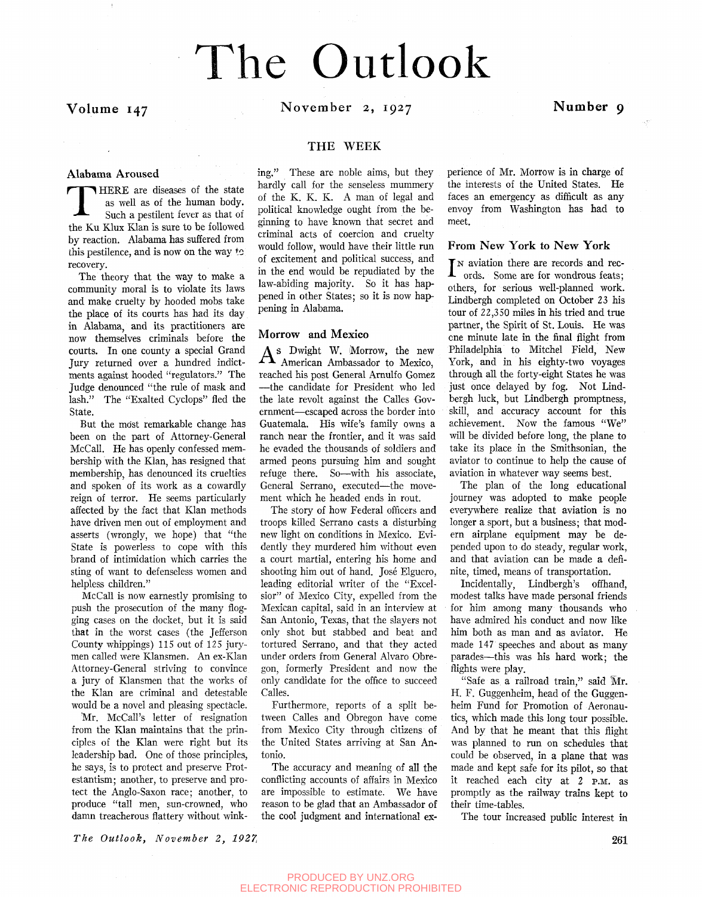# The Outlook

Volume 147 — November 2, 1927 — Number 9

## THE WEEK

### Alabama Aroused

THERE are diseases of the state as well as of the human body. Such a pestilent fever as that of the Ku Klux Klan is sure to be followed by reaction. Alabama has suffered from this pestilence, and is now on the way to recovery.

The theory that the way to make a community moral is to violate its laws and make cruelty by hooded mobs take the place of its courts has had its day in Alabama, and its practitioners are now themselves criminals before the courts. In one county a special Grand Jury returned over a hundred indictments against hooded "regulators." The Judge denounced "the rule of mask and lash." The "Exalted Cyclops" fled the State.

But the most remarkable change has been on the part of Attorney-General McCall. He has openly confessed membership with the Klan, has resigned that membership, has denounced its cruelties and spoken of its work as a cowardly reign of terror. He seems particularly affected by the fact that Klan methods have driven men out of employment and asserts (wrongly, we hope) that "the State is powerless to cope with this brand of intimidation which carries the sting of want to defenseless women and helpless children."

McCall is now earnestly promising to push the prosecution of the many flogging cases on the docket, but it is said that in the worst cases (the Jefferson County whippings) 115 out of 125 jurymen called were Klansmen. An ex-Klan Attorney-General striving to convince a jury of Klansmen that the works of the Klan are criminal and detestable would be a novel and pleasing spectacle.

Mr. McCall's letter of resignation from the Klan maintains that the principles of the Klan were right but its leadership bad. One of those principles, he says, is to protect and preserve Protestantism; another, to preserve and protect the Anglo-Saxon race; another, to produce "tall men, sun-crowned, who damn treacherous flattery without winking." These are noble aims, but they hardly call for the senseless mummery of the K. K. K. A man of legal and political knowledge ought from the beginning to have known that secret and criminal acts of coercion and cruelty would follow, would have their little run of excitement and political success, and in the end would be repudiated by the law-abiding majority. So it has happened in other States; so it is now happening in Alabama.

### Morrow and Mexico

AS Dwight W. Morrow, the new American Ambassador to Mexico, reached his post General Arnulfo Gomez—the candidate for President who led the late revolt against the Calles Government—escaped across the border into Guatemala. His wife's family owns a ranch near the frontier, and it was said he evaded the thousands of soldiers and armed peons pursuing him and sought refuge there. So—with his associate, General Serrano, executed—the movement which he headed ends in rout.

The story of how Federal officers and troops killed Serrano casts a disturbing new light on conditions in Mexico. Evidently they murdered him without even a court martial, entering his home and shooting him out of hand. José Elguero, leading editorial writer of the "Excelsior" of Mexico City, expelled from the Mexican capital, said in an interview at San Antonio, Texas, that the slayers not only shot but stabbed and beat and tortured Serrano, and that they acted under orders from General Alvaro Obregon, formerly President and now the only candidate for the office to succeed Calles.

Furthermore, reports of a split between Calles and Obregon have come from Mexico City through citizens of the United States arriving at San Antonio.

The accuracy and meaning of all the conflicting accounts of affairs in Mexico are impossible to estimate. We have reason to be glad that an Ambassador of the cool judgment and international experience of Mr. Morrow is in charge of the interests of the United States. He faces an emergency as difficult as any envoy from Washington has had to meet.

### From New York to New York

IN aviation there are records and records. Some are for wondrous feats; others, for serious well-planned work. Lindbergh completed on October 23 his tour of 22,350 miles in his tried and true partner, the Spirit of St. Louis. He was one minute late in the final flight from Philadelphia to Mitchel Field, New York, and in his eighty-two voyages through all the forty-eight States he was just once delayed by fog. Not Lindbergh luck, but Lindbergh promptness, skill, and accuracy account for this achievement. Now the famous "We" will be divided before long, the plane to take its place in the Smithsonian, the aviator to continue to help the cause of aviation in whatever way seems best.

The plan of the long educational journey was adopted to make people everywhere realize that aviation is no longer a sport, but a business; that modern airplane equipment may be depended upon to do steady, regular work, and that aviation can be made a definite, timed, means of transportation.

Incidentally, Lindbergh's offhand, modest talks have made personal friends for him among many thousands who have admired his conduct and now like him both as man and as aviator. He made 147 speeches and about as many parades—this was his hard work; the flights were play.

"Safe as a railroad train," said Mr. H. F. Guggenheim, head of the Guggenheim Fund for Promotion of Aeronautics, which made this long tour possible. And by that he meant that this flight was planned to run on schedules that could be observed, in a plane that was made and kept safe for its pilot, so that it reached each city at 2 P.M. as promptly as the railway trains kept to their time-tables.

The tour increased public interest in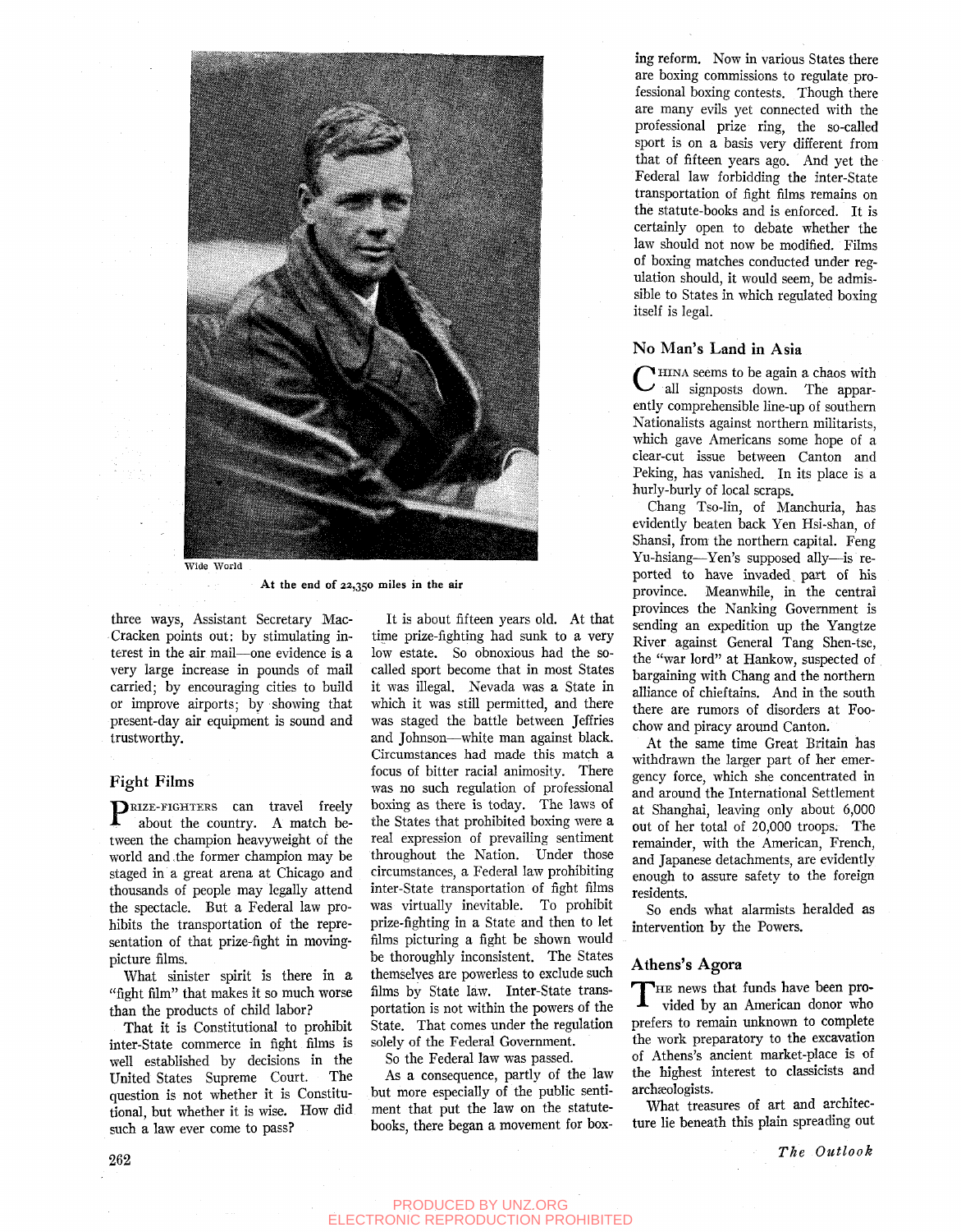Wide World

At the end of 22,350 miles in the air

three ways, Assistant Secretary MacCracken points out: by stimulating interest in the air mail—one evidence is a very large increase in pounds of mail carried; by encouraging cities to build or improve airports; by showing that present-day air equipment is sound and trustworthy.

## Fight Films

PRIZE-FIGHTERS can travel freely about the country. A match between the champion heavyweight of the world and the former champion may be staged in a great arena at Chicago and thousands of people may legally attend the spectacle. But a Federal law prohibits the transportation of the representation of that prize-fight in moving-picture films.

What sinister spirit is there in a "fight film" that makes it so much worse than the products of child labor?

That it is Constitutional to prohibit inter-State commerce in fight films is well established by decisions in the United States Supreme Court. The question is not whether it is Constitutional, but whether it is wise. How did such a law ever come to pass?

It is about fifteen years old. At that time prize-fighting had sunk to a very low estate. So obnoxious had the so-called sport become that in most States it was illegal. Nevada was a State in which it was still permitted, and there was staged the battle between Jeffries and Johnson—white man against black. Circumstances had made this match a focus of bitter racial animosity. There was no such regulation of professional boxing as there is today. The laws of the States that prohibited boxing were a real expression of prevailing sentiment throughout the Nation. Under those circumstances, a Federal law prohibiting inter-State transportation of fight films was virtually inevitable. To prohibit prize-fighting in a State and then to let films picturing a fight be shown would be thoroughly inconsistent. The States themselves are powerless to exclude such films by State law. Inter-State transportation is not within the powers of the State. That comes under the regulation solely of the Federal Government.

So the Federal law was passed.

As a consequence, partly of the law but more especially of the public sentiment that put the law on the statute-books, there began a movement for boxing reform. Now in various States there are boxing commissions to regulate professional boxing contests. Though there are many evils yet connected with the professional prize ring, the so-called sport is on a basis very different from that of fifteen years ago. And yet the Federal law forbidding the inter-State transportation of fight films remains on the statute-books and is enforced. It is certainly open to debate whether the law should not now be modified. Films of boxing matches conducted under regulation should, it would seem, be admissible to States in which regulated boxing itself is legal.

## No Man's Land in Asia

CHINA seems to be again a chaos with all signposts down. The apparently comprehensible line-up of southern Nationalists against northern militarists, which gave Americans some hope of a clear-cut issue between Canton and Peking, has vanished. In its place is a hurly-burly of local scraps.

Chang Tso-lin, of Manchuria, has evidently beaten back Yen Hsi-shan, of Shansi, from the northern capital. Feng Yu-hsiang—Yen's supposed ally—is reported to have invaded part of his province. Meanwhile, in the central provinces the Nanking Government is sending an expedition up the Yangtze River against General Tang Shen-tse, the "war lord" at Hankow, suspected of bargaining with Chang and the northern alliance of chieftains. And in the south there are rumors of disorders at Foochow and piracy around Canton.

At the same time Great Britain has withdrawn the larger part of her emergency force, which she concentrated in and around the International Settlement at Shanghai, leaving only about 6,000 out of her total of 20,000 troops. The remainder, with the American, French, and Japanese detachments, are evidently enough to assure safety to the foreign residents.

So ends what alarmists heralded as intervention by the Powers.

## Athens's Agora

THE news that funds have been provided by an American donor who prefers to remain unknown to complete the work preparatory to the excavation of Athens's ancient market-place is of the highest interest to classicists and archæologists.

What treasures of art and architecture lie beneath this plain spreading out